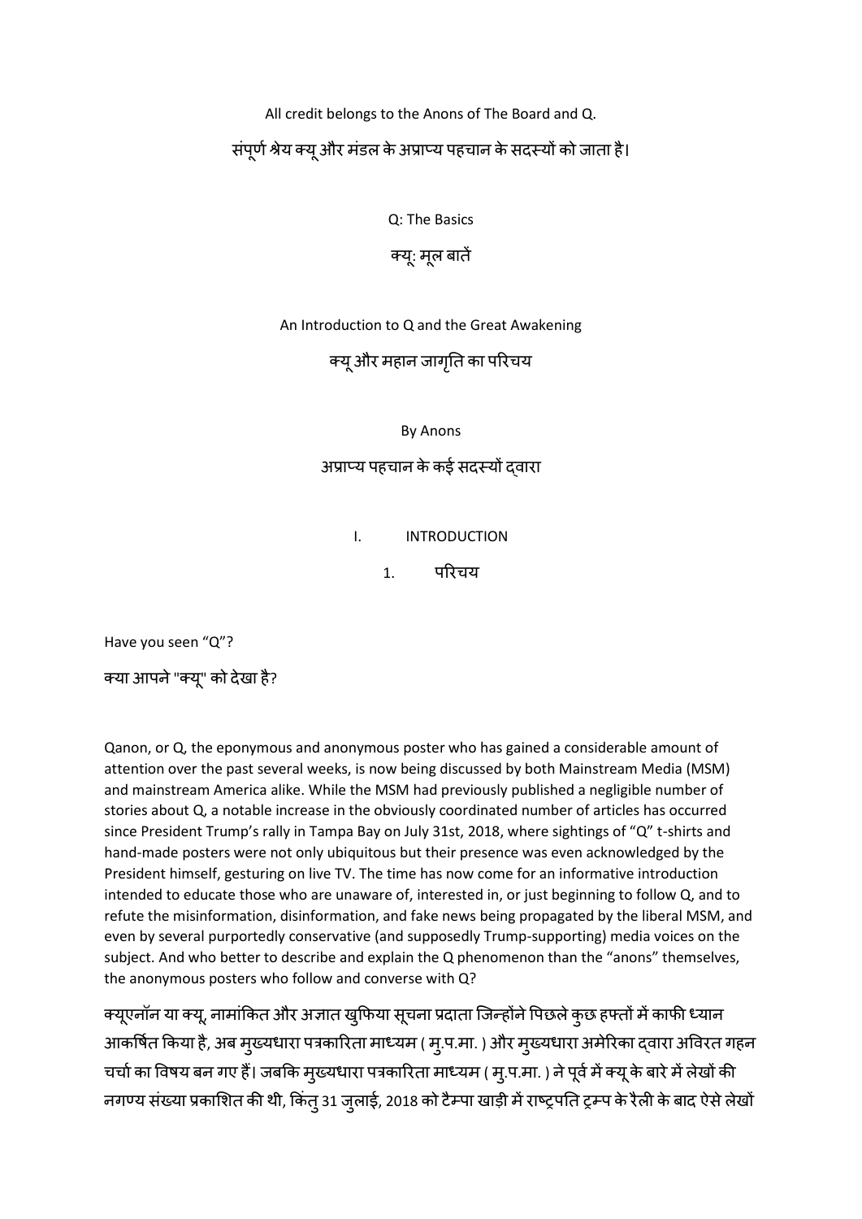All credit belongs to the Anons of The Board and Q.

संपूर्ण श्रेय क्यू और मंडल के अप्राप्य पहचान के सदस्यों को जाता है।

# Q: The Basics

# क्यू: मूल बातें

## An Introduction to Q and the Great Awakening

## क्यू और महान जागृति का परिचय

By Anons

अप्राप्य पहचान के कई सदस्यों द्वारा

## I. INTRODUCTION

## 1. परिचय

Have you seen “Q”?

क्या आपने "क्यू" को देखा है?

Qanon, or Q, the eponymous and anonymous poster who has gained a considerable amount of attention over the past several weeks, is now being discussed by both Mainstream Media (MSM) and mainstream America alike. While the MSM had previously published a negligible number of stories about Q, a notable increase in the obviously coordinated number of articles has occurred since President Trump’s rally in Tampa Bay on July 31st, 2018, where sightings of “Q” t-shirts and hand-made posters were not only ubiquitous but their presence was even acknowledged by the President himself, gesturing on live TV. The time has now come for an informative introduction intended to educate those who are unaware of, interested in, or just beginning to follow Q, and to refute the misinformation, disinformation, and fake news being propagated by the liberal MSM, and even by several purportedly conservative (and supposedly Trump-supporting) media voices on the subject. And who better to describe and explain the Q phenomenon than the “anons” themselves, the anonymous posters who follow and converse with Q?

क्यूएनॉन या क्यू, नामांकित और अज्ञात खुफिया सूचना प्रदाता जिन्होंने पिछले कुछ हफ्तों में काफी ध्यान आकर्षित किया है, अब मुख्यधारा पत्रकारिता माध्यम ( मु.प.मा. ) और मुख्यधारा अमेरिका द्वारा अविरत गहन चर्चा का विषय बन गए हैं। जबकि मुख्यधारा पत्रकारिता माध्यम ( मु.प.मा. ) ने पूर्व में क्यू के बारे में लेखों की नगण्य संख्या प्रकाशित की थी, किंतु 31 जुलाई, 2018 को टैम्पा खाड़ी में राष्ट्रपति ट्रम्प के रैली के बाद ऐसे लेखों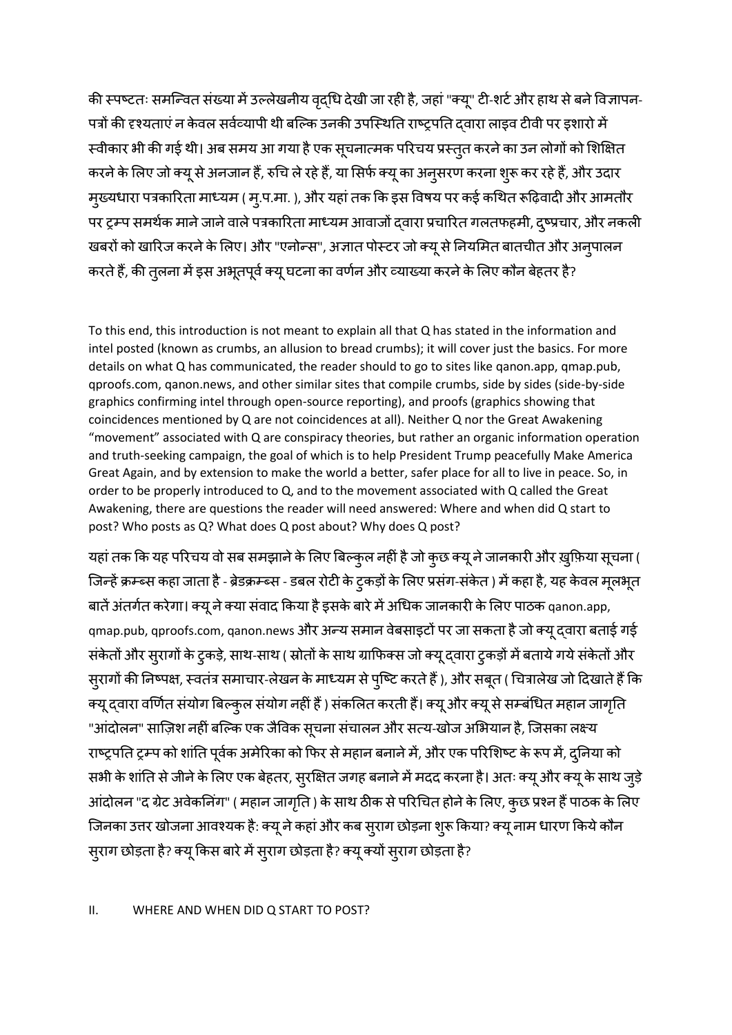की स्पष्टतः समन्वित संख्या में उल्लेखनीय वृद्धि देखी जा रही है, जहां "क्यू" टी-शर्ट और हाथ से बने विज्ञापन-पत्रों की दृश्यताएं न केवल सर्वव्यापी थी बल्कि उनकी उपस्थिति राष्ट्रपति द्वारा लाइव टीवी पर इशारो में स्वीकार भी की गई थी। अब समय आ गया है एक सूचनात्मक परिचय प्रस्तुत करने का उन लोगों को शिक्षित करने के लिए जो क्यू से अनजान हैं, रुचि ले रहे हैं, या सिर्फ क्यू का अनुसरण करना शुरू कर रहे हैं, और उदार मुख्यधारा पत्रकारिता माध्यम ( मु.प.मा. ), और यहां तक कि इस विषय पर कई कथित रूढ़िवादी और आमतौर पर ट्रम्प समर्थक माने जाने वाले पत्रकारिता माध्यम आवाजों द्वारा प्रचारित गलतफहमी, दुष्प्रचार, और नकली खबरों को खारिज करने के लिए। और "एनोन्स", अज्ञात पोस्टर जो क्यू से नियमित बातचीत और अनुपालन करते हैं, की तुलना में इस अभूतपूर्व क्यू घटना का वर्णन और व्याख्या करने के लिए कौन बेहतर है?

To this end, this introduction is not meant to explain all that Q has stated in the information and intel posted (known as crumbs, an allusion to bread crumbs); it will cover just the basics. For more details on what Q has communicated, the reader should to go to sites like qanon.app, qmap.pub, qproofs.com, qanon.news, and other similar sites that compile crumbs, side by sides (side-by-side graphics confirming intel through open-source reporting), and proofs (graphics showing that coincidences mentioned by Q are not coincidences at all). Neither Q nor the Great Awakening "movement" associated with Q are conspiracy theories, but rather an organic information operation and truth-seeking campaign, the goal of which is to help President Trump peacefully Make America Great Again, and by extension to make the world a better, safer place for all to live in peace. So, in order to be properly introduced to Q, and to the movement associated with Q called the Great Awakening, there are questions the reader will need answered: Where and when did Q start to post? Who posts as Q? What does Q post about? Why does Q post?

यहां तक कि यह परिचय वो सब समझाने के लिए बिल्कुल नहीं है जो कुछ क्यू ने जानकारी और ख़ुफ़िया सूचना ( जिन्हें क्रम्ब्स कहा जाता है - ब्रेडक्रम्ब्स - डबल रोटी के टुकड़ों के लिए प्रसंग-संकेत ) में कहा है, यह केवल मूलभूत बातें अंतर्गत करेगा। क्यू ने क्या संवाद किया है इसके बारे में अधिक जानकारी के लिए पाठक qanon.app, qmap.pub, qproofs.com, qanon.news और अन्य समान वेबसाइटों पर जा सकता है जो क्यू द्वारा बताई गई संकेतों और सुरागों के टुकड़े, साथ-साथ ( स्रोतों के साथ ग्राफिक्स जो क्यू द्वारा टुकड़ों में बताये गये संकेतों और सुरागों की निष्पक्ष, स्वतंत्र समाचार-लेखन के माध्यम से पुष्टि करते हैं ), और सबूत ( चित्रालेख जो दिखाते हैं कि क्यू द्वारा वर्णित संयोग बिल्कुल संयोग नहीं हैं ) संकलित करती हैं। क्यू और क्यू से सम्बंधित महान जागृति "आंदोलन" साज़िश नहीं बल्कि एक जैविक सूचना संचालन और सत्य-खोज अभियान है, जिसका लक्ष्य राष्ट्रपति ट्रम्प को शांति पूर्वक अमेरिका को फिर से महान बनाने में, और एक परिशिष्ट के रूप में, दुनिया को सभी के शांति से जीने के लिए एक बेहतर, सुरक्षित जगह बनाने में मदद करना है। अतः क्यू और क्यू के साथ जुड़े आंदोलन "द ग्रेट अवेकनिंग" ( महान जागृति ) के साथ ठीक से परिचित होने के लिए, कुछ प्रश्न हैं पाठक के लिए जिनका उत्तर खोजना आवश्यक है: क्यू ने कहां और कब सुराग छोड़ना शुरू किया? क्यू नाम धारण किये कौन सुराग छोड़ता है? क्यू किस बारे में सुराग छोड़ता है? क्यू क्यों सुराग छोड़ता है?

## II. WHERE AND WHEN DID Q START TO POST?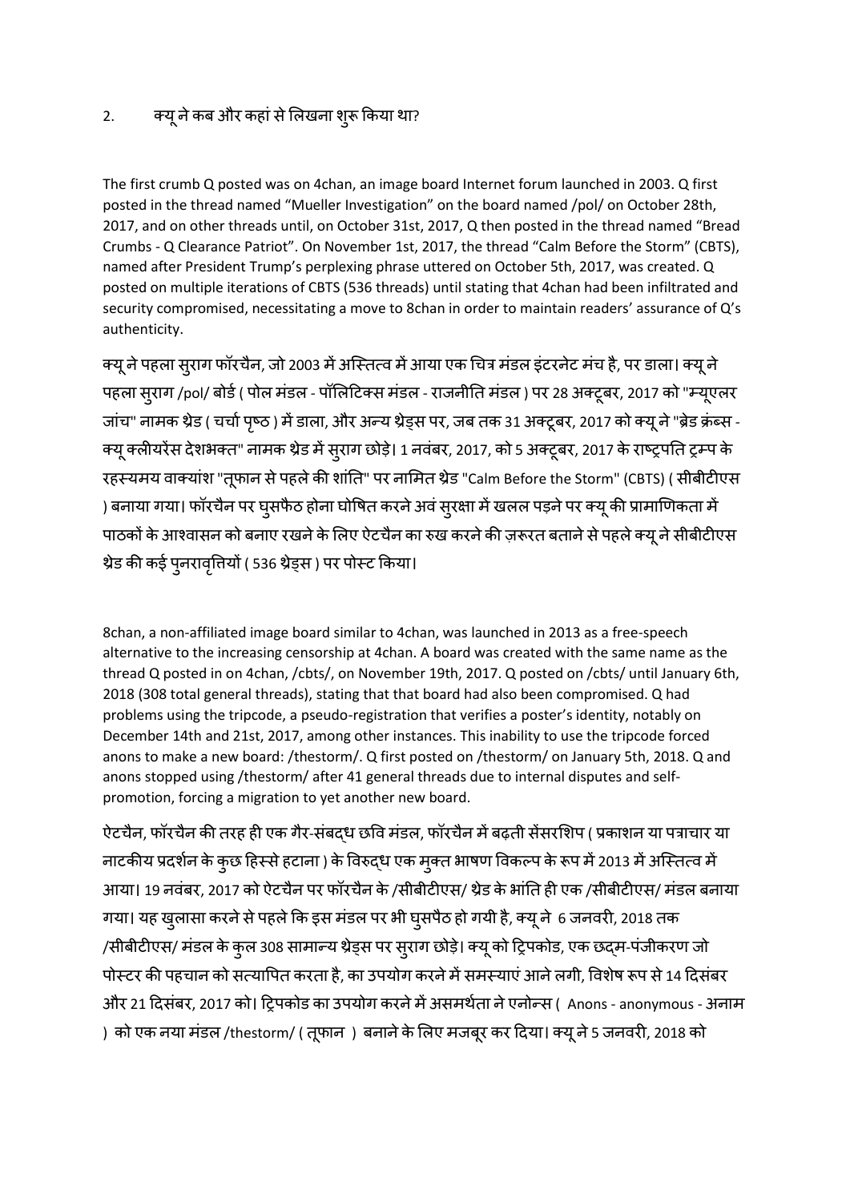2. क्यू ने कब और कहां से लिखना शुरू किया था?

The first crumb Q posted was on 4chan, an image board Internet forum launched in 2003. Q first posted in the thread named "Mueller Investigation" on the board named /pol/ on October 28th, 2017, and on other threads until, on October 31st, 2017, Q then posted in the thread named "Bread Crumbs - Q Clearance Patriot". On November 1st, 2017, the thread "Calm Before the Storm" (CBTS), named after President Trump's perplexing phrase uttered on October 5th, 2017, was created. Q posted on multiple iterations of CBTS (536 threads) until stating that 4chan had been infiltrated and security compromised, necessitating a move to 8chan in order to maintain readers' assurance of Q's authenticity.

क्यू ने पहला सुराग फॉरचैन, जो 2003 में अस्तित्व में आया एक चित्र मंडल इंटरनेट मंच है, पर डाला। क्यू ने पहला सुराग /pol/ बोर्ड ( पोल मंडल - पॉलिटिक्स मंडल - राजनीति मंडल ) पर 28 अक्टूबर, 2017 को "म्यूएलर जांच" नामक थ्रेड ( चर्चा पृष्ठ ) में डाला, और अन्य थ्रेड्स पर, जब तक 31 अक्टूबर, 2017 को क्यू ने "ब्रेड क्रंब्स - क्यू क्लीयरेंस देशभक्त" नामक थ्रेड में सुराग छोड़े। 1 नवंबर, 2017, को 5 अक्टूबर, 2017 के राष्ट्रपति ट्रम्प के रहस्यमय वाक्यांश "तूफान से पहले की शांति" पर नामित थ्रेड "Calm Before the Storm" (CBTS) ( सीबीटीएस ) बनाया गया। फॉरचैन पर घुसफैठ होना घोषित करने अवं सुरक्षा में खलल पड़ने पर क्यू की प्रामाणिकता में पाठकों के आश्वासन को बनाए रखने के लिए ऐटचैन का रुख करने की ज़रूरत बताने से पहले क्यू ने सीबीटीएस थ्रेड की कई पुनरावृत्तियों ( 536 थ्रेड्स ) पर पोस्ट किया।

8chan, a non-affiliated image board similar to 4chan, was launched in 2013 as a free-speech alternative to the increasing censorship at 4chan. A board was created with the same name as the thread Q posted in on 4chan, /cbts/, on November 19th, 2017. Q posted on /cbts/ until January 6th, 2018 (308 total general threads), stating that that board had also been compromised. Q had problems using the tripcode, a pseudo-registration that verifies a poster's identity, notably on December 14th and 21st, 2017, among other instances. This inability to use the tripcode forced anons to make a new board: /thestorm/. Q first posted on /thestorm/ on January 5th, 2018. Q and anons stopped using /thestorm/ after 41 general threads due to internal disputes and self-promotion, forcing a migration to yet another new board.

ऐटचैन, फॉरचैन की तरह ही एक गैर-संबद्ध छवि मंडल, फॉरचैन में बढ़ती सेंसरशिप ( प्रकाशन या पत्राचार या नाटकीय प्रदर्शन के कुछ हिस्से हटाना ) के विरुद्ध एक मुक्त भाषण विकल्प के रूप में 2013 में अस्तित्व में आया। 19 नवंबर, 2017 को ऐटचैन पर फॉरचैन के /सीबीटीएस/ थ्रेड के भांति ही एक /सीबीटीएस/ मंडल बनाया गया। यह खुलासा करने से पहले कि इस मंडल पर भी घुसपैठ हो गयी है, क्यू ने 6 जनवरी, 2018 तक /सीबीटीएस/ मंडल के कुल 308 सामान्य थ्रेड्स पर सुराग छोड़े। क्यू को ट्रिपकोड, एक छद्म-पंजीकरण जो पोस्टर की पहचान को सत्यापित करता है, का उपयोग करने में समस्याएं आने लगी, विशेष रूप से 14 दिसंबर और 21 दिसंबर, 2017 को। ट्रिपकोड का उपयोग करने में असमर्थता ने एनोन्स ( Anons - anonymous - अनाम ) को एक नया मंडल /thestorm/ ( तूफान ) बनाने के लिए मजबूर कर दिया। क्यू ने 5 जनवरी, 2018 को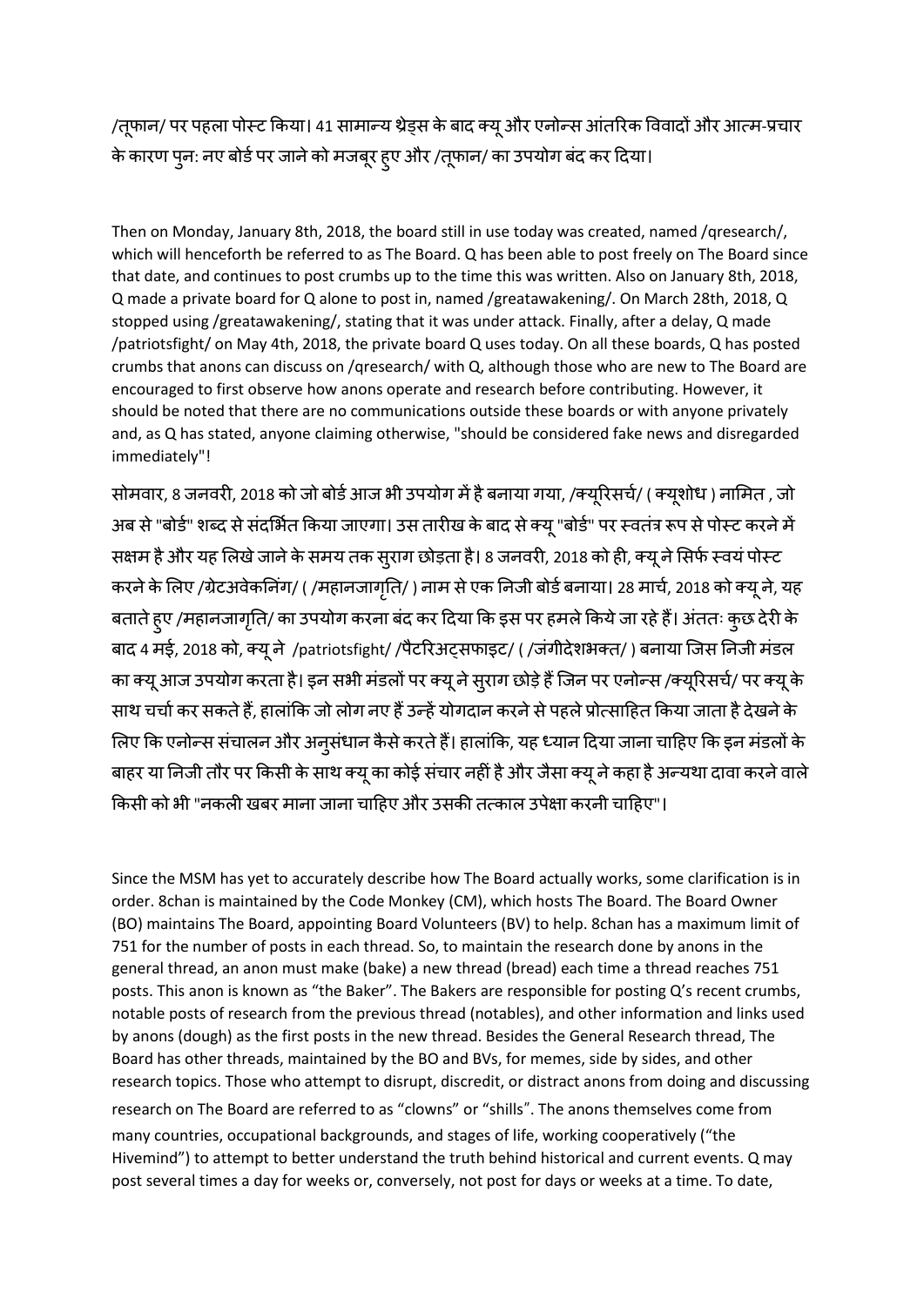/तूफान/ पर पहला पोस्ट किया। 41 सामान्य थ्रेड्स के बाद क्यू और एनोन्स आंतरिक विवादों और आत्म-प्रचार के कारण पुनः नए बोर्ड पर जाने को मजबूर हुए और /तूफान/ का उपयोग बंद कर दिया।

Then on Monday, January 8th, 2018, the board still in use today was created, named /qresearch/, which will henceforth be referred to as The Board. Q has been able to post freely on The Board since that date, and continues to post crumbs up to the time this was written. Also on January 8th, 2018, Q made a private board for Q alone to post in, named /greatawakening/. On March 28th, 2018, Q stopped using /greatawakening/, stating that it was under attack. Finally, after a delay, Q made /patriotsfight/ on May 4th, 2018, the private board Q uses today. On all these boards, Q has posted crumbs that anons can discuss on /qresearch/ with Q, although those who are new to The Board are encouraged to first observe how anons operate and research before contributing. However, it should be noted that there are no communications outside these boards or with anyone privately and, as Q has stated, anyone claiming otherwise, "should be considered fake news and disregarded immediately"!

सोमवार, 8 जनवरी, 2018 को जो बोर्ड आज भी उपयोग में है बनाया गया, /क्यूरिसर्च/ ( क्यूशोध ) नामित , जो अब से "बोर्ड" शब्द से संदर्भित किया जाएगा। उस तारीख के बाद से क्यू "बोर्ड" पर स्वतंत्र रूप से पोस्ट करने में सक्षम है और यह लिखे जाने के समय तक सुराग छोड़ता है। 8 जनवरी, 2018 को ही, क्यू ने सिर्फ स्वयं पोस्ट करने के लिए /ग्रेटअवेकनिंग/ ( /महानजागृति/ ) नाम से एक निजी बोर्ड बनाया। 28 मार्च, 2018 को क्यू ने, यह बताते हुए /महानजागृति/ का उपयोग करना बंद कर दिया कि इस पर हमले किये जा रहे हैं। अंततः कुछ देरी के बाद 4 मई, 2018 को, क्यू ने /patriotsfight/ /पैटरिअट्सफाइट/ ( /जंगीदेशभक्त/ ) बनाया जिस निजी मंडल का क्यू आज उपयोग करता है। इन सभी मंडलों पर क्यू ने सुराग छोड़े हैं जिन पर एनोन्स /क्यूरिसर्च/ पर क्यू के साथ चर्चा कर सकते हैं, हालांकि जो लोग नए हैं उन्हें योगदान करने से पहले प्रोत्साहित किया जाता है देखने के लिए कि एनोन्स संचालन और अनुसंधान कैसे करते हैं। हालांकि, यह ध्यान दिया जाना चाहिए कि इन मंडलों के बाहर या निजी तौर पर किसी के साथ क्यू का कोई संचार नहीं है और जैसा क्यू ने कहा है अन्यथा दावा करने वाले किसी को भी "नकली खबर माना जाना चाहिए और उसकी तत्काल उपेक्षा करनी चाहिए"।

Since the MSM has yet to accurately describe how The Board actually works, some clarification is in order. 8chan is maintained by the Code Monkey (CM), which hosts The Board. The Board Owner (BO) maintains The Board, appointing Board Volunteers (BV) to help. 8chan has a maximum limit of 751 for the number of posts in each thread. So, to maintain the research done by anons in the general thread, an anon must make (bake) a new thread (bread) each time a thread reaches 751 posts. This anon is known as "the Baker". The Bakers are responsible for posting Q's recent crumbs, notable posts of research from the previous thread (notables), and other information and links used by anons (dough) as the first posts in the new thread. Besides the General Research thread, The Board has other threads, maintained by the BO and BVs, for memes, side by sides, and other research topics. Those who attempt to disrupt, discredit, or distract anons from doing and discussing research on The Board are referred to as "clowns" or "shills". The anons themselves come from many countries, occupational backgrounds, and stages of life, working cooperatively ("the Hivemind") to attempt to better understand the truth behind historical and current events. Q may post several times a day for weeks or, conversely, not post for days or weeks at a time. To date,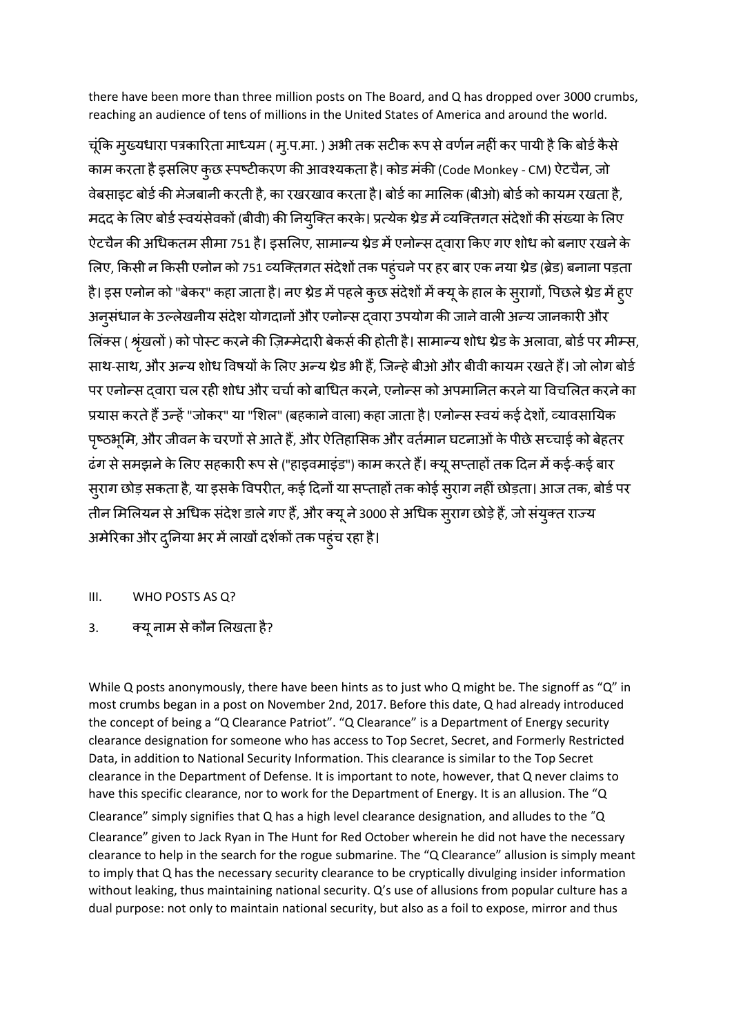there have been more than three million posts on The Board, and Q has dropped over 3000 crumbs, reaching an audience of tens of millions in the United States of America and around the world.

चूंकि मुख्यधारा पत्रकारिता माध्यम ( मु.प.मा. ) अभी तक सटीक रूप से वर्णन नहीं कर पायी है कि बोर्ड कैसे काम करता है इसलिए कुछ स्पष्टीकरण की आवश्यकता है। कोड मंकी (Code Monkey - CM) ऐटचैन, जो वेबसाइट बोर्ड की मेजबानी करती है, का रखरखाव करता है। बोर्ड का मालिक (बीओ) बोर्ड को कायम रखता है, मदद के लिए बोर्ड स्वयंसेवकों (बीवी) की नियुक्ति करके। प्रत्येक थ्रेड में व्यक्तिगत संदेशों की संख्या के लिए ऐटचैन की अधिकतम सीमा 751 है। इसलिए, सामान्य थ्रेड में एनोन्स द्वारा किए गए शोध को बनाए रखने के लिए, किसी न किसी एनोन को 751 व्यक्तिगत संदेशों तक पहुंचने पर हर बार एक नया थ्रेड (ब्रेड) बनाना पड़ता है। इस एनोन को "बेकर" कहा जाता है। नए थ्रेड में पहले कुछ संदेशों में क्यू के हाल के सुरागों, पिछले थ्रेड में हुए अनुसंधान के उल्लेखनीय संदेश योगदानों और एनोन्स द्वारा उपयोग की जाने वाली अन्य जानकारी और लिंक्स ( श्रृंखलों ) को पोस्ट करने की ज़िम्मेदारी बेकर्स की होती है। सामान्य शोध थ्रेड के अलावा, बोर्ड पर मीम्स, साथ-साथ, और अन्य शोध विषयों के लिए अन्य थ्रेड भी हैं, जिन्हे बीओ और बीवी कायम रखते हैं। जो लोग बोर्ड पर एनोन्स द्वारा चल रही शोध और चर्चा को बाधित करने, एनोन्स को अपमानित करने या विचलित करने का प्रयास करते हैं उन्हें "जोकर" या "शिल" (बहकाने वाला) कहा जाता है। एनोन्स स्वयं कई देशों, व्यावसायिक पृष्ठभूमि, और जीवन के चरणों से आते हैं, और ऐतिहासिक और वर्तमान घटनाओं के पीछे सच्चाई को बेहतर ढंग से समझने के लिए सहकारी रूप से ("हाइवमाइंड") काम करते हैं। क्यू सप्ताहों तक दिन में कई-कई बार सुराग छोड़ सकता है, या इसके विपरीत, कई दिनों या सप्ताहों तक कोई सुराग नहीं छोड़ता। आज तक, बोर्ड पर तीन मिलियन से अधिक संदेश डाले गए हैं, और क्यू ने 3000 से अधिक सुराग छोड़े हैं, जो संयुक्त राज्य अमेरिका और दुनिया भर में लाखों दर्शकों तक पहुंच रहा है।

## III. WHO POSTS AS Q?

## 3. क्यू नाम से कौन लिखता है?

While Q posts anonymously, there have been hints as to just who Q might be. The signoff as "Q" in most crumbs began in a post on November 2nd, 2017. Before this date, Q had already introduced the concept of being a "Q Clearance Patriot". "Q Clearance" is a Department of Energy security clearance designation for someone who has access to Top Secret, Secret, and Formerly Restricted Data, in addition to National Security Information. This clearance is similar to the Top Secret clearance in the Department of Defense. It is important to note, however, that Q never claims to have this specific clearance, nor to work for the Department of Energy. It is an allusion. The "Q Clearance" simply signifies that Q has a high level clearance designation, and alludes to the "Q Clearance" given to Jack Ryan in The Hunt for Red October wherein he did not have the necessary clearance to help in the search for the rogue submarine. The "Q Clearance" allusion is simply meant to imply that Q has the necessary security clearance to be cryptically divulging insider information without leaking, thus maintaining national security. Q's use of allusions from popular culture has a dual purpose: not only to maintain national security, but also as a foil to expose, mirror and thus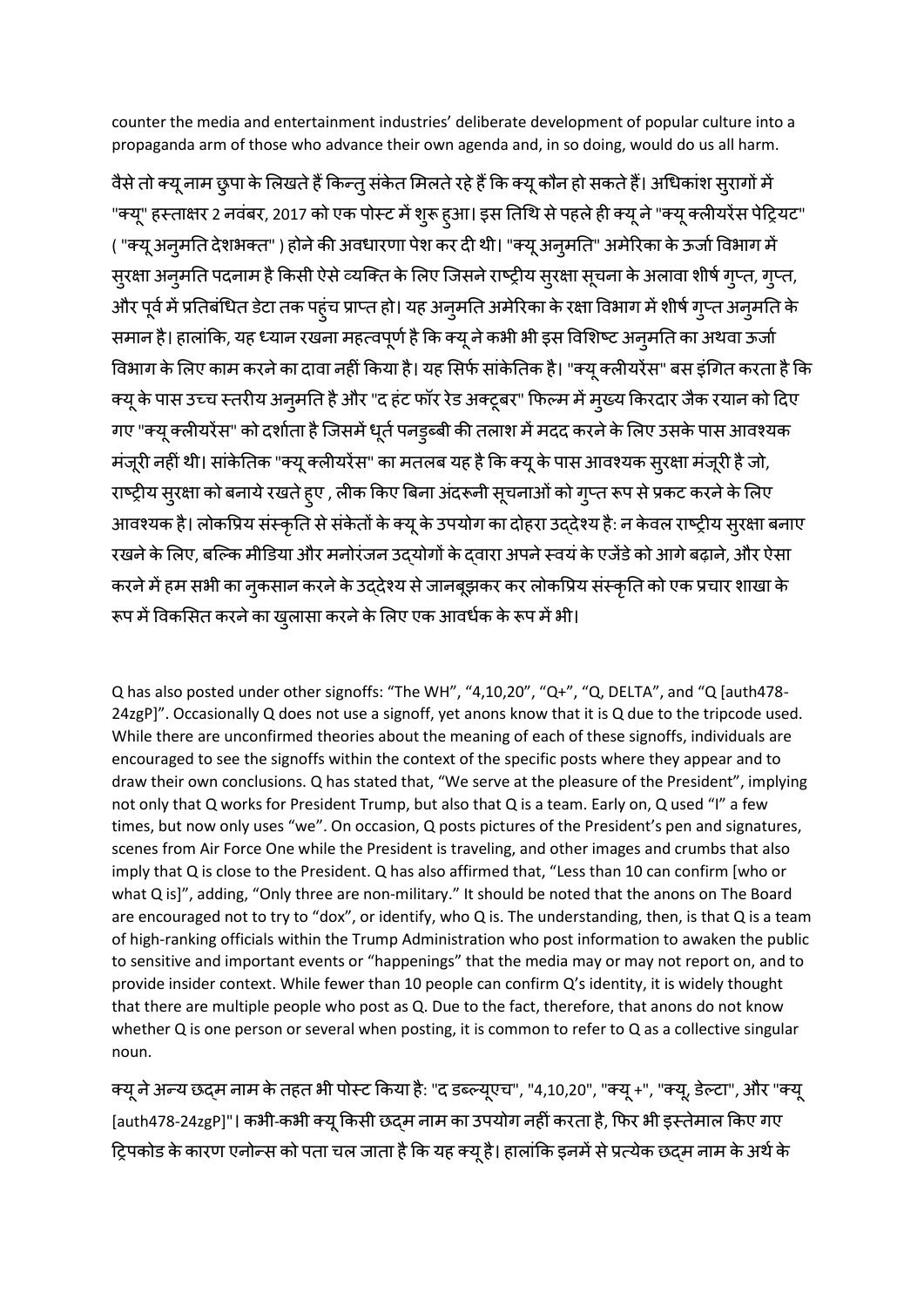counter the media and entertainment industries' deliberate development of popular culture into a propaganda arm of those who advance their own agenda and, in so doing, would do us all harm.

वैसे तो क्यू नाम छुपा के लिखते हैं किन्तु संकेत मिलते रहे हैं कि क्यू कौन हो सकते हैं। अधिकांश सुरागों में "क्यू" हस्ताक्षर 2 नवंबर, 2017 को एक पोस्ट में शुरू हुआ। इस तिथि से पहले ही क्यू ने "क्यू क्लीयरेंस पेट्रियट" ( "क्यू अनुमति देशभक्त" ) होने की अवधारणा पेश कर दी थी। "क्यू अनुमति" अमेरिका के ऊर्जा विभाग में सुरक्षा अनुमति पदनाम है किसी ऐसे व्यक्ति के लिए जिसने राष्ट्रीय सुरक्षा सूचना के अलावा शीर्ष गुप्त, गुप्त, और पूर्व में प्रतिबंधित डेटा तक पहुंच प्राप्त हो। यह अनुमति अमेरिका के रक्षा विभाग में शीर्ष गुप्त अनुमति के समान है। हालांकि, यह ध्यान रखना महत्वपूर्ण है कि क्यू ने कभी भी इस विशिष्ट अनुमति का अथवा ऊर्जा विभाग के लिए काम करने का दावा नहीं किया है। यह सिर्फ सांकेतिक है। "क्यू क्लीयरेंस" बस इंगित करता है कि क्यू के पास उच्च स्तरीय अनुमति है और "द हंट फॉर रेड अक्टूबर" फिल्म में मुख्य किरदार जैक रयान को दिए गए "क्यू क्लीयरेंस" को दर्शाता है जिसमें धूर्त पनडुब्बी की तलाश में मदद करने के लिए उसके पास आवश्यक मंजूरी नहीं थी। सांकेतिक "क्यू क्लीयरेंस" का मतलब यह है कि क्यू के पास आवश्यक सुरक्षा मंजूरी है जो, राष्ट्रीय सुरक्षा को बनाये रखते हुए , लीक किए बिना अंदरूनी सूचनाओं को गुप्त रूप से प्रकट करने के लिए आवश्यक है। लोकप्रिय संस्कृति से संकेतों के क्यू के उपयोग का दोहरा उद्देश्य है: न केवल राष्ट्रीय सुरक्षा बनाए रखने के लिए, बल्कि मीडिया और मनोरंजन उद्योगों के द्वारा अपने स्वयं के एजेंडे को आगे बढ़ाने, और ऐसा करने में हम सभी का नुकसान करने के उद्देश्य से जानबूझकर कर लोकप्रिय संस्कृति को एक प्रचार शाखा के रूप में विकसित करने का खुलासा करने के लिए एक आवर्धक के रूप में भी।

Q has also posted under other signoffs: "The WH", "4,10,20", "Q+", "Q, DELTA", and "Q [auth478-24zgP]". Occasionally Q does not use a signoff, yet anons know that it is Q due to the tripcode used. While there are unconfirmed theories about the meaning of each of these signoffs, individuals are encouraged to see the signoffs within the context of the specific posts where they appear and to draw their own conclusions. Q has stated that, "We serve at the pleasure of the President", implying not only that Q works for President Trump, but also that Q is a team. Early on, Q used "I" a few times, but now only uses "we". On occasion, Q posts pictures of the President's pen and signatures, scenes from Air Force One while the President is traveling, and other images and crumbs that also imply that Q is close to the President. Q has also affirmed that, "Less than 10 can confirm [who or what Q is]", adding, "Only three are non-military." It should be noted that the anons on The Board are encouraged not to try to "dox", or identify, who Q is. The understanding, then, is that Q is a team of high-ranking officials within the Trump Administration who post information to awaken the public to sensitive and important events or "happenings" that the media may or may not report on, and to provide insider context. While fewer than 10 people can confirm Q's identity, it is widely thought that there are multiple people who post as Q. Due to the fact, therefore, that anons do not know whether Q is one person or several when posting, it is common to refer to Q as a collective singular noun.

क्यू ने अन्य छद्म नाम के तहत भी पोस्ट किया है: "द डब्ल्यूएच", "4,10,20", "क्यू +", "क्यू, डेल्टा", और "क्यू [auth478-24zgP]"। कभी-कभी क्यू किसी छद्म नाम का उपयोग नहीं करता है, फिर भी इस्तेमाल किए गए ट्रिपकोड के कारण एनोन्स को पता चल जाता है कि यह क्यू है। हालांकि इनमें से प्रत्येक छद्म नाम के अर्थ के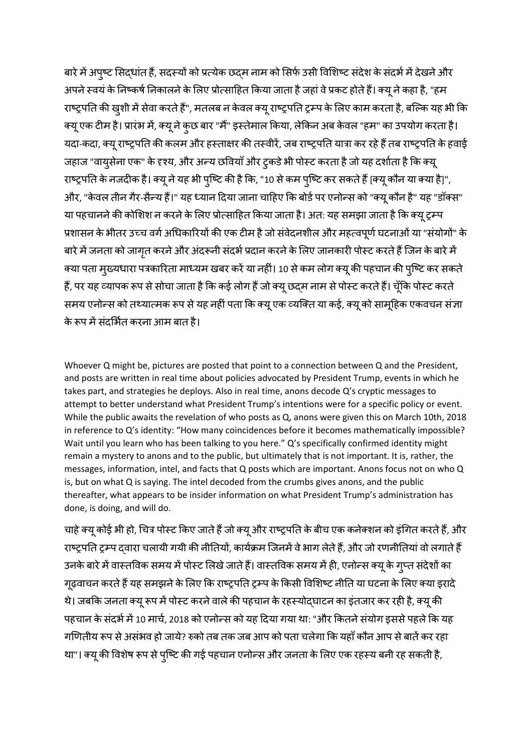बारे में अपुष्ट सिद्धांत हैं, सदस्यों को प्रत्येक छद्म नाम को सिर्फ उसी विशिष्ट संदेश के संदर्भ में देखने और अपने स्वयं के निष्कर्ष निकालने के लिए प्रोत्साहित किया जाता है जहां वे प्रकट होते हैं। क्यू ने कहा है, "हम राष्ट्रपति की खुशी में सेवा करते हैं", मतलब न केवल क्यू राष्ट्रपति ट्रम्प के लिए काम करता है, बल्कि यह भी कि क्यू एक टीम है। प्रारंभ में, क्यू ने कुछ बार "मैं" इस्तेमाल किया, लेकिन अब केवल "हम" का उपयोग करता है। यदा-कदा, क्यू राष्ट्रपति की कलम और हस्ताक्षर की तस्वीरें, जब राष्ट्रपति यात्रा कर रहे हैं तब राष्ट्रपति के हवाई जहाज "वायुसेना एक" के दृश्य, और अन्य छवियाँ और टुकडे भी पोस्ट करता है जो यह दर्शाता है कि क्यू राष्ट्रपति के नजदीक है। क्यू ने यह भी पुष्टि की है कि, "10 से कम पुष्टि कर सकते हैं [क्यू कौन या क्या है]", और, "केवल तीन गैर-सैन्य हैं।" यह ध्यान दिया जाना चाहिए कि बोर्ड पर एनोन्स को "क्यू कौन है" यह "डॉक्स" या पहचानने की कोशिश न करने के लिए प्रोत्साहित किया जाता है। अत: यह समझा जाता है कि क्यू ट्रम्प प्रशासन के भीतर उच्च वर्ग अधिकारियों की एक टीम है जो संवेदनशील और महत्वपूर्ण घटनाओं या "संयोगों" के बारे में जनता को जागृत करने और अंदरूनी संदर्भ प्रदान करने के लिए जानकारी पोस्ट करते हैं जिन के बारे में क्या पता मुख्यधारा पत्रकारिता माध्यम खबर करें या नहीं। 10 से कम लोग क्यू की पहचान की पुष्टि कर सकते हैं, पर यह व्यापक रूप से सोचा जाता है कि कई लोग हैं जो क्यू छद्म नाम से पोस्ट करते हैं। चूँकि पोस्ट करते समय एनोन्स को तथ्यात्मक रूप से यह नहीं पता कि क्यू एक व्यक्ति या कई, क्यू को सामूहिक एकवचन संज्ञा के रूप में संदर्भित करना आम बात है।

Whoever Q might be, pictures are posted that point to a connection between Q and the President, and posts are written in real time about policies advocated by President Trump, events in which he takes part, and strategies he deploys. Also in real time, anons decode Q's cryptic messages to attempt to better understand what President Trump's intentions were for a specific policy or event. While the public awaits the revelation of who posts as Q, anons were given this on March 10th, 2018 in reference to Q's identity: "How many coincidences before it becomes mathematically impossible? Wait until you learn who has been talking to you here." Q's specifically confirmed identity might remain a mystery to anons and to the public, but ultimately that is not important. It is, rather, the messages, information, intel, and facts that Q posts which are important. Anons focus not on who Q is, but on what Q is saying. The intel decoded from the crumbs gives anons, and the public thereafter, what appears to be insider information on what President Trump's administration has done, is doing, and will do.

चाहे क्यू कोई भी हो, चित्र पोस्ट किए जाते हैं जो क्यू और राष्ट्रपति के बीच एक कनेक्शन को इंगित करते हैं, और राष्ट्रपति ट्रम्प द्वारा चलायी गयी की नीतियों, कार्यक्रम जिनमें वे भाग लेते हैं, और जो रणनीतियां वो लगाते हैं उनके बारे में वास्तविक समय में पोस्ट लिखे जाते हैं। वास्तविक समय में ही, एनोन्स क्यू के गुप्त संदेशों का गूढ़वाचन करते हैं यह समझने के लिए कि राष्ट्रपति ट्रम्प के किसी विशिष्ट नीति या घटना के लिए क्या इरादे थे। जबकि जनता क्यू रूप में पोस्ट करने वाले की पहचान के रहस्योद्घाटन का इंतजार कर रही है, क्यू की पहचान के संदर्भ में 10 मार्च, 2018 को एनोन्स को यह दिया गया था: "और कितने संयोग इससे पहले कि यह गणितीय रूप से असंभव हो जाये? रुको तब तक जब आप को पता चलेगा कि यहाँ कौन आप से बातें कर रहा था"। क्यू की विशेष रूप से पुष्टि की गई पहचान एनोन्स और जनता के लिए एक रहस्य बनी रह सकती है,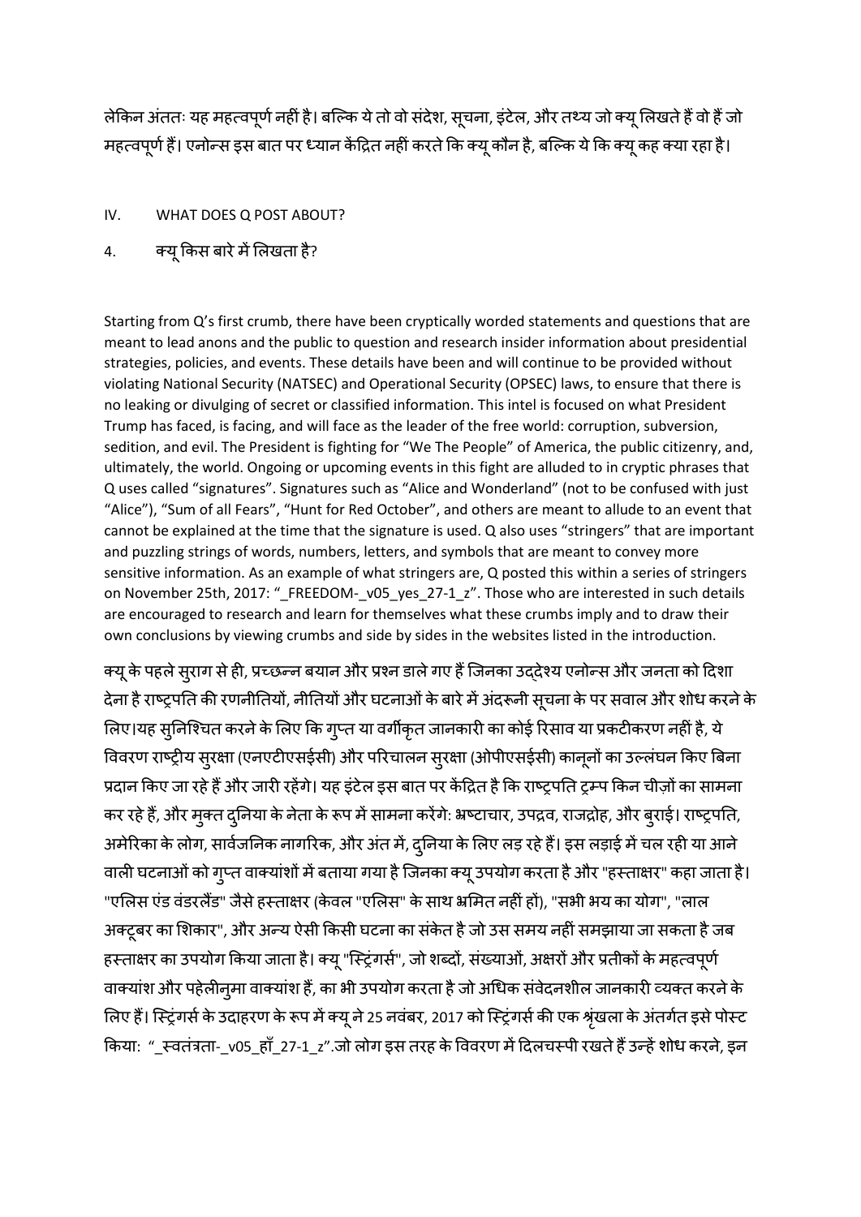लेकिन अंततः यह महत्वपूर्ण नहीं है। बल्कि ये तो वो संदेश, सूचना, इंटेल, और तथ्य जो क्यू लिखते हैं वो हैं जो महत्वपूर्ण हैं। एनोन्स इस बात पर ध्यान केंद्रित नहीं करते कि क्यू कौन है, बल्कि ये कि क्यू कह क्या रहा है।

IV. WHAT DOES Q POST ABOUT?

4. क्यू किस बारे में लिखता है?

Starting from Q's first crumb, there have been cryptically worded statements and questions that are meant to lead anons and the public to question and research insider information about presidential strategies, policies, and events. These details have been and will continue to be provided without violating National Security (NATSEC) and Operational Security (OPSEC) laws, to ensure that there is no leaking or divulging of secret or classified information. This intel is focused on what President Trump has faced, is facing, and will face as the leader of the free world: corruption, subversion, sedition, and evil. The President is fighting for "We The People" of America, the public citizenry, and, ultimately, the world. Ongoing or upcoming events in this fight are alluded to in cryptic phrases that Q uses called "signatures". Signatures such as "Alice and Wonderland" (not to be confused with just "Alice"), "Sum of all Fears", "Hunt for Red October", and others are meant to allude to an event that cannot be explained at the time that the signature is used. Q also uses "stringers" that are important and puzzling strings of words, numbers, letters, and symbols that are meant to convey more sensitive information. As an example of what stringers are, Q posted this within a series of stringers on November 25th, 2017: "_FREEDOM-_v05_yes_27-1_z". Those who are interested in such details are encouraged to research and learn for themselves what these crumbs imply and to draw their own conclusions by viewing crumbs and side by sides in the websites listed in the introduction.

क्यू के पहले सुराग से ही, प्रच्छन्न बयान और प्रश्न डाले गए हैं जिनका उद्देश्य एनोन्स और जनता को दिशा देना है राष्ट्रपति की रणनीतियों, नीतियों और घटनाओं के बारे में अंदरूनी सूचना के पर सवाल और शोध करने के लिए।यह सुनिश्चित करने के लिए कि गुप्त या वर्गीकृत जानकारी का कोई रिसाव या प्रकटीकरण नहीं है, ये विवरण राष्ट्रीय सुरक्षा (एनएटीएसईसी) और परिचालन सुरक्षा (ओपीएसईसी) कानूनों का उल्लंघन किए बिना प्रदान किए जा रहे हैं और जारी रहेंगे। यह इंटेल इस बात पर केंद्रित है कि राष्ट्रपति ट्रम्प किन चीज़ों का सामना कर रहे हैं, और मुक्त दुनिया के नेता के रूप में सामना करेंगे: भ्रष्टाचार, उपद्रव, राजद्रोह, और बुराई। राष्ट्रपति, अमेरिका के लोग, सार्वजनिक नागरिक, और अंत में, दुनिया के लिए लड़ रहे हैं। इस लड़ाई में चल रही या आने वाली घटनाओं को गुप्त वाक्यांशों में बताया गया है जिनका क्यू उपयोग करता है और "हस्ताक्षर" कहा जाता है। "एलिस एंड वंडरलैंड" जैसे हस्ताक्षर (केवल "एलिस" के साथ भ्रमित नहीं हों), "सभी भय का योग", "लाल अक्टूबर का शिकार", और अन्य ऐसी किसी घटना का संकेत है जो उस समय नहीं समझाया जा सकता है जब हस्ताक्षर का उपयोग किया जाता है। क्यू "स्ट्रिंगर्स", जो शब्दों, संख्याओं, अक्षरों और प्रतीकों के महत्वपूर्ण वाक्यांश और पहेलीनुमा वाक्यांश हैं, का भी उपयोग करता है जो अधिक संवेदनशील जानकारी व्यक्त करने के लिए हैं। स्ट्रिंगर्स के उदाहरण के रूप में क्यू ने 25 नवंबर, 2017 को स्ट्रिंगर्स की एक श्रृंखला के अंतर्गत इसे पोस्ट किया: "_स्वतंत्रता-_v05_हाँ_27-1_z".जो लोग इस तरह के विवरण में दिलचस्पी रखते हैं उन्हें शोध करने, इन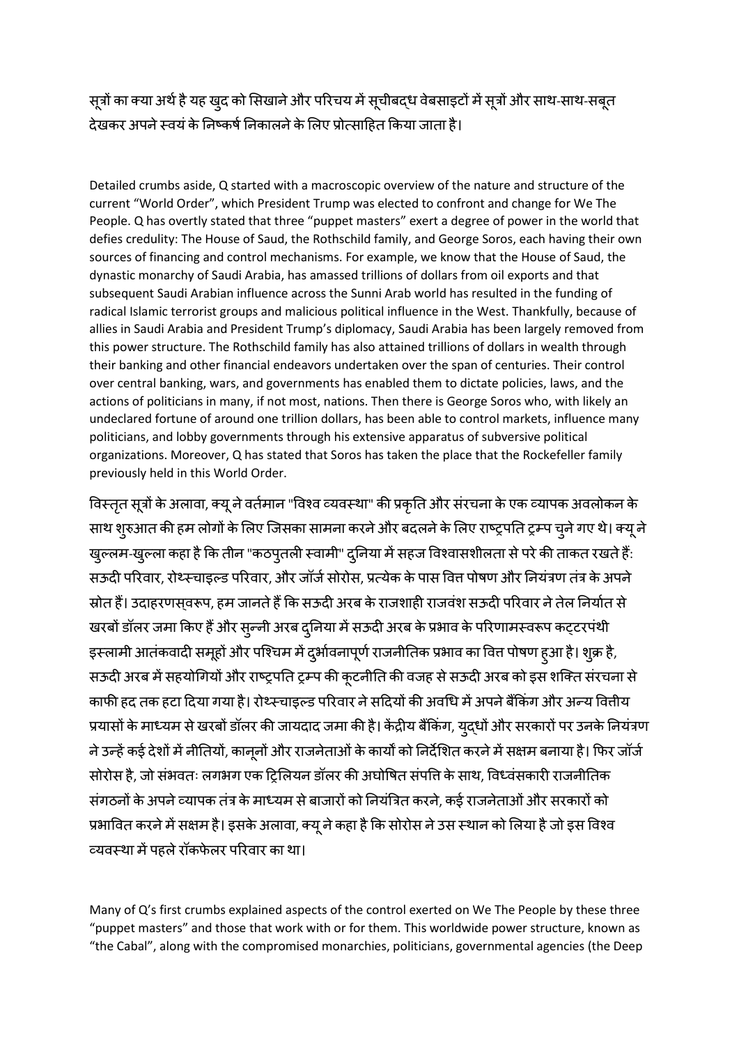सूत्रों का क्या अर्थ है यह खुद को सिखाने और परिचय में सूचीबद्ध वेबसाइटों में सूत्रों और साथ-साथ-सबूत देखकर अपने स्वयं के निष्कर्ष निकालने के लिए प्रोत्साहित किया जाता है।

Detailed crumbs aside, Q started with a macroscopic overview of the nature and structure of the current "World Order", which President Trump was elected to confront and change for We The People. Q has overtly stated that three "puppet masters" exert a degree of power in the world that defies credulity: The House of Saud, the Rothschild family, and George Soros, each having their own sources of financing and control mechanisms. For example, we know that the House of Saud, the dynastic monarchy of Saudi Arabia, has amassed trillions of dollars from oil exports and that subsequent Saudi Arabian influence across the Sunni Arab world has resulted in the funding of radical Islamic terrorist groups and malicious political influence in the West. Thankfully, because of allies in Saudi Arabia and President Trump's diplomacy, Saudi Arabia has been largely removed from this power structure. The Rothschild family has also attained trillions of dollars in wealth through their banking and other financial endeavors undertaken over the span of centuries. Their control over central banking, wars, and governments has enabled them to dictate policies, laws, and the actions of politicians in many, if not most, nations. Then there is George Soros who, with likely an undeclared fortune of around one trillion dollars, has been able to control markets, influence many politicians, and lobby governments through his extensive apparatus of subversive political organizations. Moreover, Q has stated that Soros has taken the place that the Rockefeller family previously held in this World Order.

विस्तृत सूत्रों के अलावा, क्यू ने वर्तमान "विश्व व्यवस्था" की प्रकृति और संरचना के एक व्यापक अवलोकन के साथ शुरुआत की हम लोगों के लिए जिसका सामना करने और बदलने के लिए राष्ट्रपति ट्रम्प चुने गए थे। क्यू ने खुल्लम-खुल्ला कहा है कि तीन "कठपुतली स्वामी" दुनिया में सहज विश्वासशीलता से परे की ताकत रखते हैं: सऊदी परिवार, रोथ्स्चाइल्ड परिवार, और जॉर्ज सोरोस, प्रत्येक के पास वित्त पोषण और नियंत्रण तंत्र के अपने स्रोत हैं। उदाहरणस्वरूप, हम जानते हैं कि सऊदी अरब के राजशाही राजवंश सऊदी परिवार ने तेल निर्यात से खरबों डॉलर जमा किए हैं और सुन्नी अरब दुनिया में सऊदी अरब के प्रभाव के परिणामस्वरूप कट्टरपंथी इस्लामी आतंकवादी समूहों और पश्चिम में दुर्भावनापूर्ण राजनीतिक प्रभाव का वित्त पोषण हुआ है। शुक्र है, सऊदी अरब में सहयोगियों और राष्ट्रपति ट्रम्प की कूटनीति की वजह से सऊदी अरब को इस शक्ति संरचना से काफी हद तक हटा दिया गया है। रोथ्स्चाइल्ड परिवार ने सदियों की अवधि में अपने बैंकिंग और अन्य वित्तीय प्रयासों के माध्यम से खरबों डॉलर की जायदाद जमा की है। केंद्रीय बैंकिंग, युद्धों और सरकारों पर उनके नियंत्रण ने उन्हें कई देशों में नीतियों, कानूनों और राजनेताओं के कार्यों को निर्देशित करने में सक्षम बनाया है। फिर जॉर्ज सोरोस है, जो संभवतः लगभग एक ट्रिलियन डॉलर की अघोषित संपत्ति के साथ, विध्वंसकारी राजनीतिक संगठनों के अपने व्यापक तंत्र के माध्यम से बाजारों को नियंत्रित करने, कई राजनेताओं और सरकारों को प्रभावित करने में सक्षम है। इसके अलावा, क्यू ने कहा है कि सोरोस ने उस स्थान को लिया है जो इस विश्व व्यवस्था में पहले रॉकफेलर परिवार का था।

Many of Q's first crumbs explained aspects of the control exerted on We The People by these three "puppet masters" and those that work with or for them. This worldwide power structure, known as "the Cabal", along with the compromised monarchies, politicians, governmental agencies (the Deep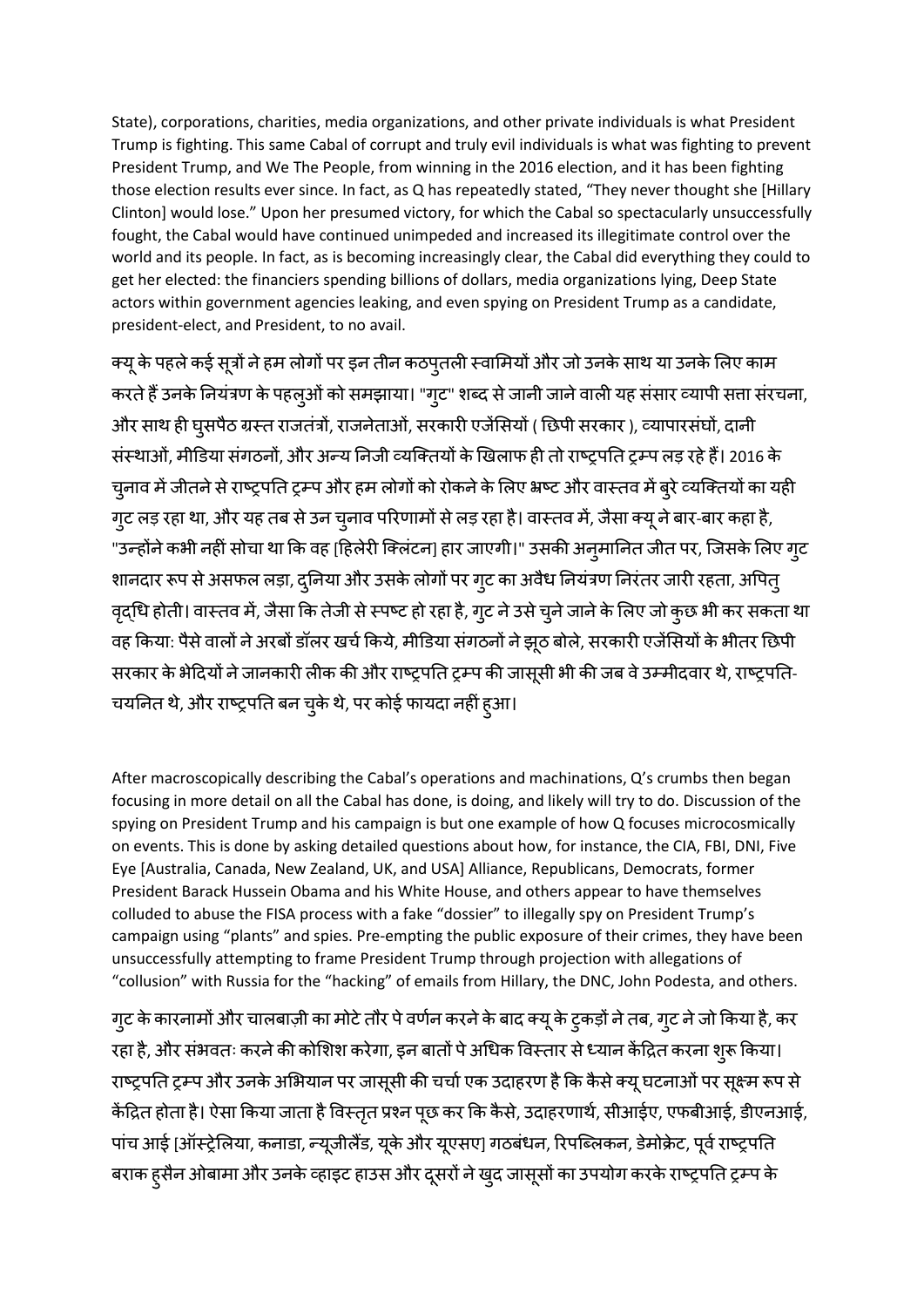State), corporations, charities, media organizations, and other private individuals is what President Trump is fighting. This same Cabal of corrupt and truly evil individuals is what was fighting to prevent President Trump, and We The People, from winning in the 2016 election, and it has been fighting those election results ever since. In fact, as Q has repeatedly stated, "They never thought she [Hillary Clinton] would lose." Upon her presumed victory, for which the Cabal so spectacularly unsuccessfully fought, the Cabal would have continued unimpeded and increased its illegitimate control over the world and its people. In fact, as is becoming increasingly clear, the Cabal did everything they could to get her elected: the financiers spending billions of dollars, media organizations lying, Deep State actors within government agencies leaking, and even spying on President Trump as a candidate, president-elect, and President, to no avail.

क्यू के पहले कई सूत्रों ने हम लोगों पर इन तीन कठपुतली स्वामियों और जो उनके साथ या उनके लिए काम करते हैं उनके नियंत्रण के पहलुओं को समझाया। "गुट" शब्द से जानी जाने वाली यह संसार व्यापी सत्ता संरचना, और साथ ही घुसपैठ ग्रस्त राजतंत्रों, राजनेताओं, सरकारी एजेंसियों ( छिपी सरकार ), व्यापारसंघों, दानी संस्थाओं, मीडिया संगठनों, और अन्य निजी व्यक्तियों के खिलाफ ही तो राष्ट्रपति ट्रम्प लड़ रहे हैं। 2016 के चुनाव में जीतने से राष्ट्रपति ट्रम्प और हम लोगों को रोकने के लिए भ्रष्ट और वास्तव में बुरे व्यक्तियों का यही गुट लड़ रहा था, और यह तब से उन चुनाव परिणामों से लड़ रहा है। वास्तव में, जैसा क्यू ने बार-बार कहा है, "उन्होंने कभी नहीं सोचा था कि वह [हिलेरी क्लिंटन] हार जाएगी।" उसकी अनुमानित जीत पर, जिसके लिए गुट शानदार रूप से असफल लड़ा, दुनिया और उसके लोगों पर गुट का अवैध नियंत्रण निरंतर जारी रहता, अपितु वृद्धि होती। वास्तव में, जैसा कि तेजी से स्पष्ट हो रहा है, गुट ने उसे चुने जाने के लिए जो कुछ भी कर सकता था वह किया: पैसे वालों ने अरबों डॉलर खर्च किये, मीडिया संगठनों ने झूठ बोले, सरकारी एजेंसियों के भीतर छिपी सरकार के भेदियों ने जानकारी लीक की और राष्ट्रपति ट्रम्प की जासूसी भी की जब वे उम्मीदवार थे, राष्ट्रपति-चयनित थे, और राष्ट्रपति बन चुके थे, पर कोई फायदा नहीं हुआ।

After macroscopically describing the Cabal's operations and machinations, Q's crumbs then began focusing in more detail on all the Cabal has done, is doing, and likely will try to do. Discussion of the spying on President Trump and his campaign is but one example of how Q focuses microcosmically on events. This is done by asking detailed questions about how, for instance, the CIA, FBI, DNI, Five Eye [Australia, Canada, New Zealand, UK, and USA] Alliance, Republicans, Democrats, former President Barack Hussein Obama and his White House, and others appear to have themselves colluded to abuse the FISA process with a fake "dossier" to illegally spy on President Trump's campaign using "plants" and spies. Pre-empting the public exposure of their crimes, they have been unsuccessfully attempting to frame President Trump through projection with allegations of "collusion" with Russia for the "hacking" of emails from Hillary, the DNC, John Podesta, and others.

गुट के कारनामों और चालबाज़ी का मोटे तौर पे वर्णन करने के बाद क्यू के टुकड़ों ने तब, गुट ने जो किया है, कर रहा है, और संभवतः करने की कोशिश करेगा, इन बातों पे अधिक विस्तार से ध्यान केंद्रित करना शुरू किया। राष्ट्रपति ट्रम्प और उनके अभियान पर जासूसी की चर्चा एक उदाहरण है कि कैसे क्यू घटनाओं पर सूक्ष्म रूप से केंद्रित होता है। ऐसा किया जाता है विस्तृत प्रश्न पूछ कर कि कैसे, उदाहरणार्थ, सीआईए, एफबीआई, डीएनआई, पांच आई [ऑस्ट्रेलिया, कनाडा, न्यूजीलैंड, यूके और यूएसए] गठबंधन, रिपब्लिकन, डेमोक्रेट, पूर्व राष्ट्रपति बराक हुसैन ओबामा और उनके व्हाइट हाउस और दूसरों ने खुद जासूसों का उपयोग करके राष्ट्रपति ट्रम्प के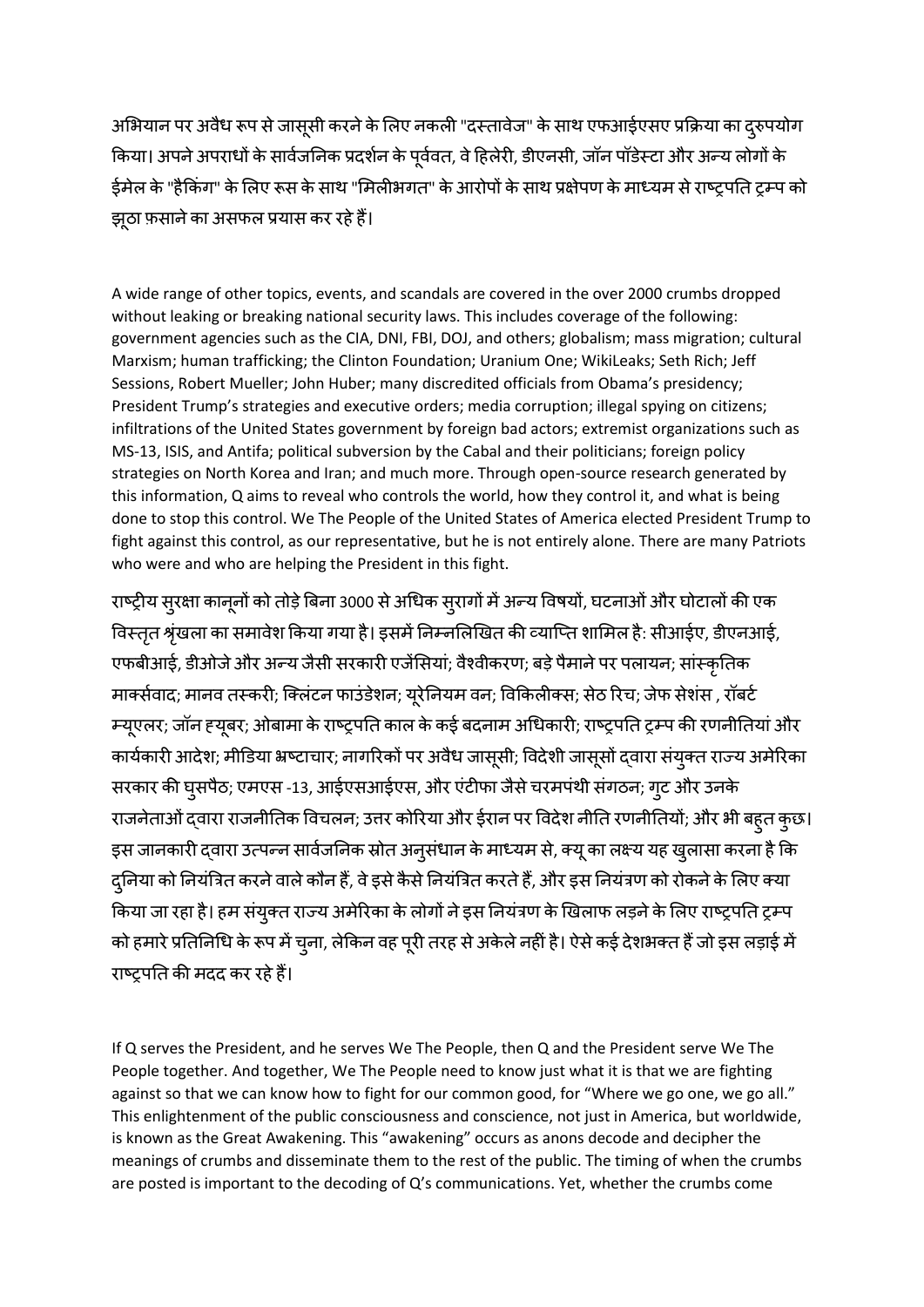अभियान पर अवैध रूप से जासूसी करने के लिए नकली "दस्तावेज" के साथ एफआईएसए प्रक्रिया का दुरुपयोग किया। अपने अपराधों के सार्वजनिक प्रदर्शन के पूर्ववत, वे हिलेरी, डीएनसी, जॉन पॉडेस्टा और अन्य लोगों के ईमेल के "हैकिंग" के लिए रूस के साथ "मिलीभगत" के आरोपों के साथ प्रक्षेपण के माध्यम से राष्ट्रपति ट्रम्प को झूठा फ़साने का असफल प्रयास कर रहे हैं।

A wide range of other topics, events, and scandals are covered in the over 2000 crumbs dropped without leaking or breaking national security laws. This includes coverage of the following: government agencies such as the CIA, DNI, FBI, DOJ, and others; globalism; mass migration; cultural Marxism; human trafficking; the Clinton Foundation; Uranium One; WikiLeaks; Seth Rich; Jeff Sessions, Robert Mueller; John Huber; many discredited officials from Obama's presidency; President Trump's strategies and executive orders; media corruption; illegal spying on citizens; infiltrations of the United States government by foreign bad actors; extremist organizations such as MS-13, ISIS, and Antifa; political subversion by the Cabal and their politicians; foreign policy strategies on North Korea and Iran; and much more. Through open-source research generated by this information, Q aims to reveal who controls the world, how they control it, and what is being done to stop this control. We The People of the United States of America elected President Trump to fight against this control, as our representative, but he is not entirely alone. There are many Patriots who were and who are helping the President in this fight.

राष्ट्रीय सुरक्षा कानूनों को तोड़े बिना 3000 से अधिक सुरागों में अन्य विषयों, घटनाओं और घोटालों की एक विस्तृत श्रृंखला का समावेश किया गया है। इसमें निम्नलिखित की व्याप्ति शामिल है: सीआईए, डीएनआई, एफबीआई, डीओजे और अन्य जैसी सरकारी एजेंसियां; वैश्वीकरण; बड़े पैमाने पर पलायन; सांस्कृतिक मार्क्सवाद; मानव तस्करी; क्लिंटन फाउंडेशन; यूरेनियम वन; विकिलीक्स; सेठ रिच; जेफ सेशंस , रॉबर्ट म्यूएलर; जॉन ह्यूबर; ओबामा के राष्ट्रपति काल के कई बदनाम अधिकारी; राष्ट्रपति ट्रम्प की रणनीतियां और कार्यकारी आदेश; मीडिया भ्रष्टाचार; नागरिकों पर अवैध जासूसी; विदेशी जासूसों द्वारा संयुक्त राज्य अमेरिका सरकार की घुसपैठ; एमएस -13, आईएसआईएस, और एंटीफा जैसे चरमपंथी संगठन; गुट और उनके राजनेताओं द्वारा राजनीतिक विचलन; उत्तर कोरिया और ईरान पर विदेश नीति रणनीतियों; और भी बहुत कुछ। इस जानकारी द्वारा उत्पन्न सार्वजनिक स्रोत अनुसंधान के माध्यम से, क्यू का लक्ष्य यह खुलासा करना है कि दुनिया को नियंत्रित करने वाले कौन हैं, वे इसे कैसे नियंत्रित करते हैं, और इस नियंत्रण को रोकने के लिए क्या किया जा रहा है। हम संयुक्त राज्य अमेरिका के लोगों ने इस नियंत्रण के खिलाफ लड़ने के लिए राष्ट्रपति ट्रम्प को हमारे प्रतिनिधि के रूप में चुना, लेकिन वह पूरी तरह से अकेले नहीं है। ऐसे कई देशभक्त हैं जो इस लड़ाई में राष्ट्रपति की मदद कर रहे हैं।

If Q serves the President, and he serves We The People, then Q and the President serve We The People together. And together, We The People need to know just what it is that we are fighting against so that we can know how to fight for our common good, for "Where we go one, we go all." This enlightenment of the public consciousness and conscience, not just in America, but worldwide, is known as the Great Awakening. This "awakening" occurs as anons decode and decipher the meanings of crumbs and disseminate them to the rest of the public. The timing of when the crumbs are posted is important to the decoding of Q's communications. Yet, whether the crumbs come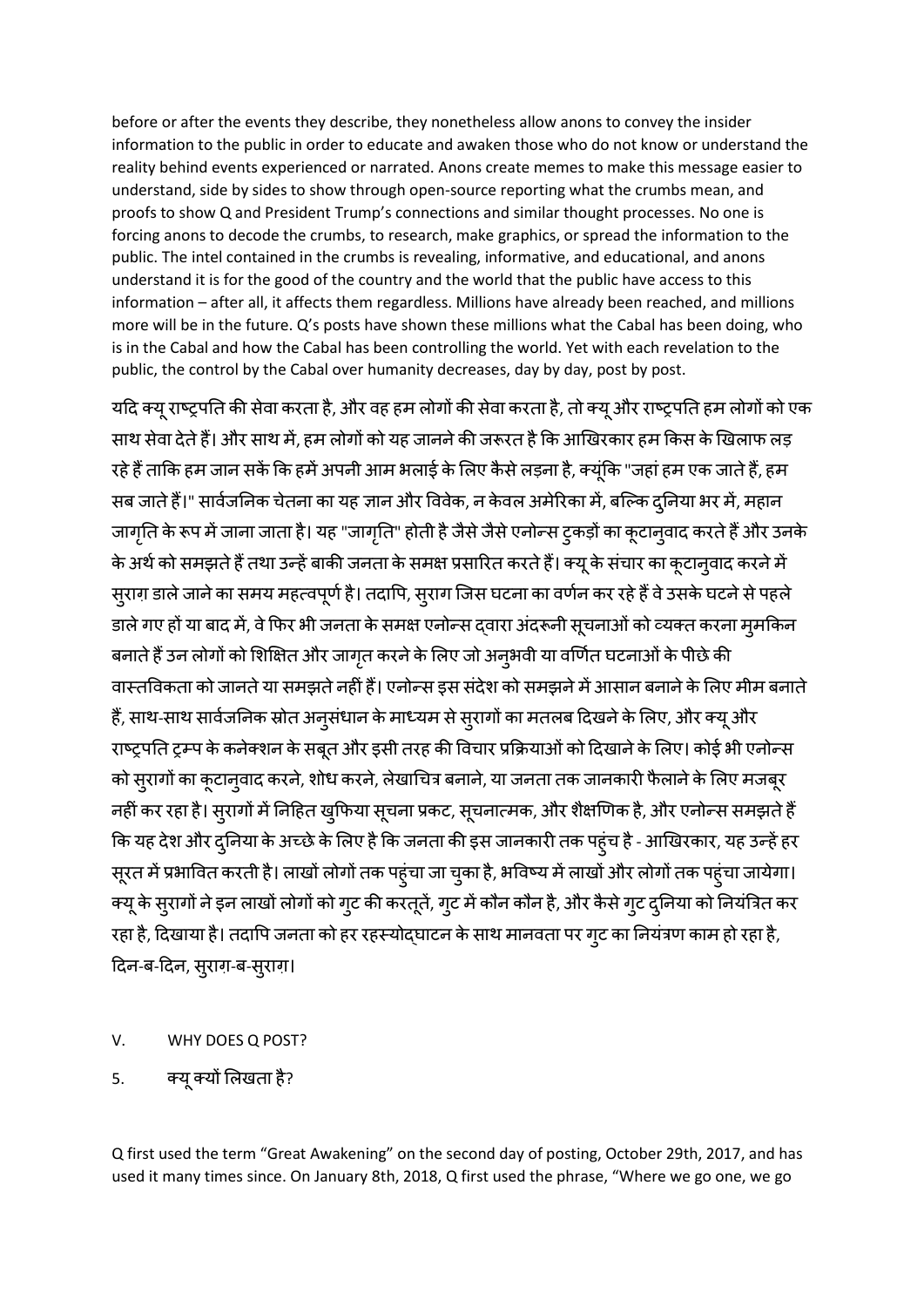before or after the events they describe, they nonetheless allow anons to convey the insider information to the public in order to educate and awaken those who do not know or understand the reality behind events experienced or narrated. Anons create memes to make this message easier to understand, side by sides to show through open-source reporting what the crumbs mean, and proofs to show Q and President Trump's connections and similar thought processes. No one is forcing anons to decode the crumbs, to research, make graphics, or spread the information to the public. The intel contained in the crumbs is revealing, informative, and educational, and anons understand it is for the good of the country and the world that the public have access to this information – after all, it affects them regardless. Millions have already been reached, and millions more will be in the future. Q's posts have shown these millions what the Cabal has been doing, who is in the Cabal and how the Cabal has been controlling the world. Yet with each revelation to the public, the control by the Cabal over humanity decreases, day by day, post by post.

यदि क्यू राष्ट्रपति की सेवा करता है, और वह हम लोगों की सेवा करता है, तो क्यू और राष्ट्रपति हम लोगों को एक साथ सेवा देते हैं। और साथ में, हम लोगों को यह जानने की जरूरत है कि आखिरकार हम किस के खिलाफ लड़ रहे हैं ताकि हम जान सकें कि हमें अपनी आम भलाई के लिए कैसे लड़ना है, क्यूंकि "जहां हम एक जाते हैं, हम सब जाते हैं।" सार्वजनिक चेतना का यह ज्ञान और विवेक, न केवल अमेरिका में, बल्कि दुनिया भर में, महान जागृति के रूप में जाना जाता है। यह "जागृति" होती है जैसे जैसे एनोन्स टुकड़ों का कूटानुवाद करते हैं और उनके के अर्थ को समझते हैं तथा उन्हें बाकी जनता के समक्ष प्रसारित करते हैं। क्यू के संचार का कूटानुवाद करने में सुराग़ डाले जाने का समय महत्वपूर्ण है। तदापि, सुराग जिस घटना का वर्णन कर रहे हैं वे उसके घटने से पहले डाले गए हों या बाद में, वे फिर भी जनता के समक्ष एनोन्स द्वारा अंदरूनी सूचनाओं को व्यक्त करना मुमकिन बनाते हैं उन लोगों को शिक्षित और जागृत करने के लिए जो अनुभवी या वर्णित घटनाओं के पीछे की वास्तविकता को जानते या समझते नहीं हैं। एनोन्स इस संदेश को समझने में आसान बनाने के लिए मीम बनाते हैं, साथ-साथ सार्वजनिक स्रोत अनुसंधान के माध्यम से सुरागों का मतलब दिखने के लिए, और क्यू और राष्ट्रपति ट्रम्प के कनेक्शन के सबूत और इसी तरह की विचार प्रक्रियाओं को दिखाने के लिए। कोई भी एनोन्स को सुरागों का कूटानुवाद करने, शोध करने, लेखाचित्र बनाने, या जनता तक जानकारी फैलाने के लिए मजबूर नहीं कर रहा है। सुरागों में निहित खुफिया सूचना प्रकट, सूचनात्मक, और शैक्षणिक है, और एनोन्स समझते हैं कि यह देश और दुनिया के अच्छे के लिए है कि जनता की इस जानकारी तक पहुंच है - आखिरकार, यह उन्हें हर सूरत में प्रभावित करती है। लाखों लोगों तक पहुंचा जा चुका है, भविष्य में लाखों और लोगों तक पहुंचा जायेगा। क्यू के सुरागों ने इन लाखों लोगों को गुट की करतूतें, गुट में कौन कौन है, और कैसे गुट दुनिया को नियंत्रित कर रहा है, दिखाया है। तदापि जनता को हर रहस्योद्घाटन के साथ मानवता पर गुट का नियंत्रण काम हो रहा है, दिन-ब-दिन, सुराग़-ब-सुराग़।

## V. WHY DOES Q POST?

## 5. क्यू क्यों लिखता है?

Q first used the term "Great Awakening" on the second day of posting, October 29th, 2017, and has used it many times since. On January 8th, 2018, Q first used the phrase, "Where we go one, we go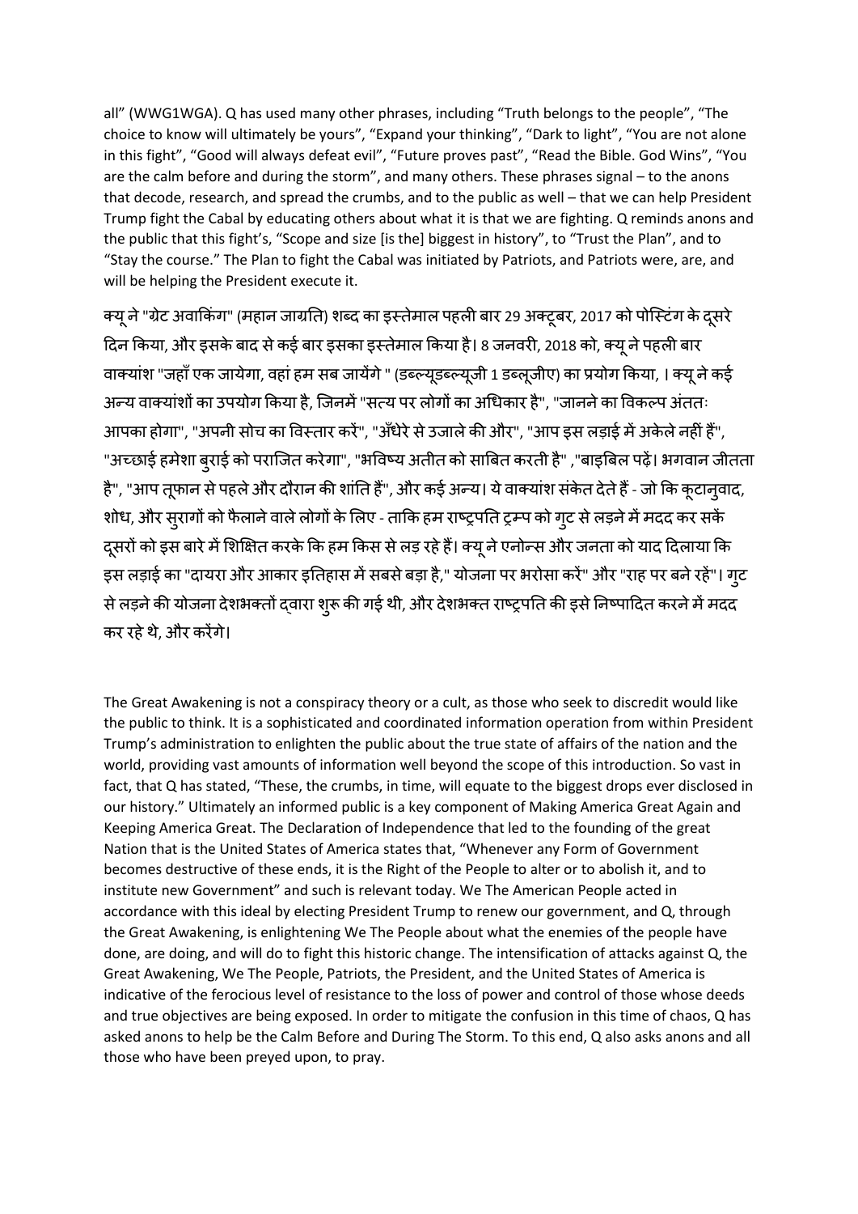all" (WWG1WGA). Q has used many other phrases, including "Truth belongs to the people", "The choice to know will ultimately be yours", "Expand your thinking", "Dark to light", "You are not alone in this fight", "Good will always defeat evil", "Future proves past", "Read the Bible. God Wins", "You are the calm before and during the storm", and many others. These phrases signal – to the anons that decode, research, and spread the crumbs, and to the public as well – that we can help President Trump fight the Cabal by educating others about what it is that we are fighting. Q reminds anons and the public that this fight's, "Scope and size [is the] biggest in history", to "Trust the Plan", and to "Stay the course." The Plan to fight the Cabal was initiated by Patriots, and Patriots were, are, and will be helping the President execute it.

क्यू ने "ग्रेट अवाकिंग" (महान जाग्रति) शब्द का इस्तेमाल पहली बार 29 अक्टूबर, 2017 को पोस्टिंग के दूसरे दिन किया, और इसके बाद से कई बार इसका इस्तेमाल किया है। 8 जनवरी, 2018 को, क्यू ने पहली बार वाक्यांश "जहाँ एक जायेगा, वहां हम सब जायेंगे " (डब्ल्यूडब्ल्यूजी 1 डब्लूजीए) का प्रयोग किया, । क्यू ने कई अन्य वाक्यांशों का उपयोग किया है, जिनमें "सत्य पर लोगों का अधिकार है", "जानने का विकल्प अंततः आपका होगा", "अपनी सोच का विस्तार करें", "अँधेरे से उजाले की और", "आप इस लड़ाई में अकेले नहीं हैं", "अच्छाई हमेशा बुराई को पराजित करेगा", "भविष्य अतीत को साबित करती है" ,"बाइबिल पढ़ें। भगवान जीतता है", "आप तूफान से पहले और दौरान की शांति हैं", और कई अन्य। ये वाक्यांश संकेत देते हैं - जो कि कूटानुवाद, शोध, और सुरागों को फैलाने वाले लोगों के लिए - ताकि हम राष्ट्रपति ट्रम्प को गुट से लड़ने में मदद कर सकें दूसरों को इस बारे में शिक्षित करके कि हम किस से लड़ रहे हैं। क्यू ने एनोन्स और जनता को याद दिलाया कि इस लड़ाई का "दायरा और आकार इतिहास में सबसे बड़ा है," योजना पर भरोसा करें" और "राह पर बने रहें"। गुट से लड़ने की योजना देशभक्तों द्वारा शुरू की गई थी, और देशभक्त राष्ट्रपति की इसे निष्पादित करने में मदद कर रहे थे, और करेंगे।

The Great Awakening is not a conspiracy theory or a cult, as those who seek to discredit would like the public to think. It is a sophisticated and coordinated information operation from within President Trump's administration to enlighten the public about the true state of affairs of the nation and the world, providing vast amounts of information well beyond the scope of this introduction. So vast in fact, that Q has stated, "These, the crumbs, in time, will equate to the biggest drops ever disclosed in our history." Ultimately an informed public is a key component of Making America Great Again and Keeping America Great. The Declaration of Independence that led to the founding of the great Nation that is the United States of America states that, "Whenever any Form of Government becomes destructive of these ends, it is the Right of the People to alter or to abolish it, and to institute new Government" and such is relevant today. We The American People acted in accordance with this ideal by electing President Trump to renew our government, and Q, through the Great Awakening, is enlightening We The People about what the enemies of the people have done, are doing, and will do to fight this historic change. The intensification of attacks against Q, the Great Awakening, We The People, Patriots, the President, and the United States of America is indicative of the ferocious level of resistance to the loss of power and control of those whose deeds and true objectives are being exposed. In order to mitigate the confusion in this time of chaos, Q has asked anons to help be the Calm Before and During The Storm. To this end, Q also asks anons and all those who have been preyed upon, to pray.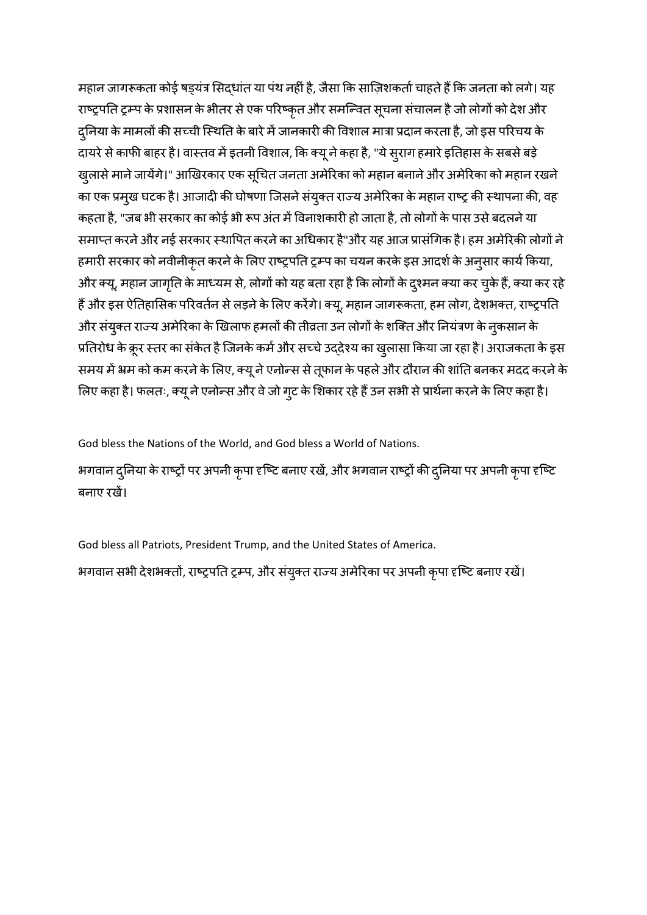महान जागरूकता कोई षड्यंत्र सिद्धांत या पंथ नहीं है, जैसा कि साज़िशकर्ता चाहते हैं कि जनता को लगे। यह राष्ट्रपति ट्रम्प के प्रशासन के भीतर से एक परिष्कृत और समन्वित सूचना संचालन है जो लोगों को देश और दुनिया के मामलों की सच्ची स्थिति के बारे में जानकारी की विशाल मात्रा प्रदान करता है, जो इस परिचय के दायरे से काफी बाहर है। वास्तव में इतनी विशाल, कि क्यू ने कहा है, "ये सुराग हमारे इतिहास के सबसे बड़े खुलासे माने जायेंगे।" आखिरकार एक सूचित जनता अमेरिका को महान बनाने और अमेरिका को महान रखने का एक प्रमुख घटक है। आजादी की घोषणा जिसने संयुक्त राज्य अमेरिका के महान राष्ट्र की स्थापना की, वह कहता है, "जब भी सरकार का कोई भी रूप अंत में विनाशकारी हो जाता है, तो लोगों के पास उसे बदलने या समाप्त करने और नई सरकार स्थापित करने का अधिकार है"और यह आज प्रासंगिक है। हम अमेरिकी लोगों ने हमारी सरकार को नवीनीकृत करने के लिए राष्ट्रपति ट्रम्प का चयन करके इस आदर्श के अनुसार कार्य किया, और क्यू, महान जागृति के माध्यम से, लोगों को यह बता रहा है कि लोगों के दुश्मन क्या कर चुके हैं, क्या कर रहे हैं और इस ऐतिहासिक परिवर्तन से लड़ने के लिए करेंगे। क्यू, महान जागरूकता, हम लोग, देशभक्त, राष्ट्रपति और संयुक्त राज्य अमेरिका के खिलाफ हमलों की तीव्रता उन लोगों के शक्ति और नियंत्रण के नुकसान के प्रतिरोध के क्रूर स्तर का संकेत है जिनके कर्म और सच्चे उद्देश्य का खुलासा किया जा रहा है। अराजकता के इस समय में भ्रम को कम करने के लिए, क्यू ने एनोन्स से तूफान के पहले और दौरान की शांति बनकर मदद करने के लिए कहा है। फलतः, क्यू ने एनोन्स और वे जो गुट के शिकार रहे हैं उन सभी से प्रार्थना करने के लिए कहा है।

God bless the Nations of the World, and God bless a World of Nations.

भगवान दुनिया के राष्ट्रों पर अपनी कृपा दृष्टि बनाए रखें, और भगवान राष्ट्रों की दुनिया पर अपनी कृपा दृष्टि बनाए रखें।

God bless all Patriots, President Trump, and the United States of America.

भगवान सभी देशभक्तों, राष्ट्रपति ट्रम्प, और संयुक्त राज्य अमेरिका पर अपनी कृपा दृष्टि बनाए रखें।